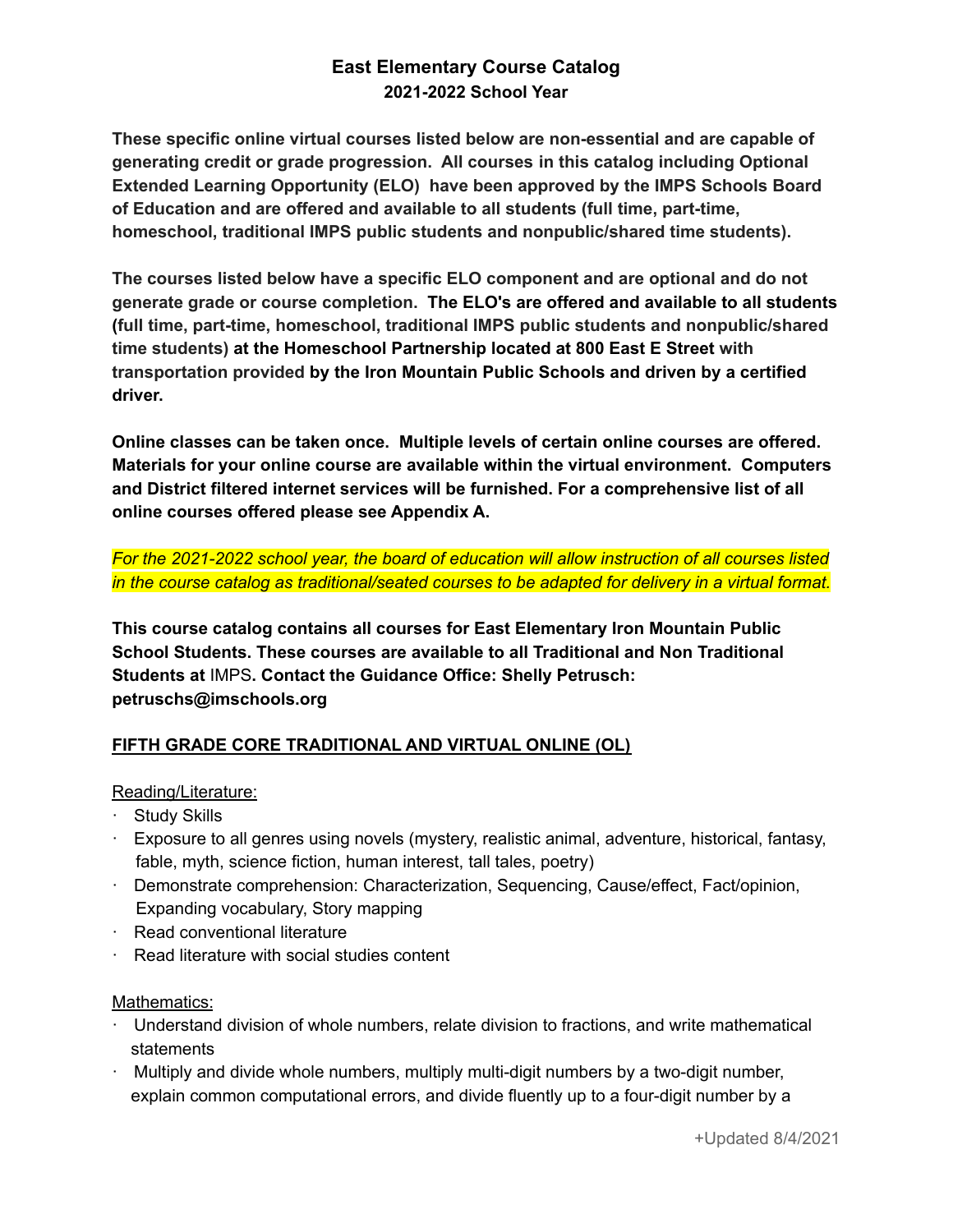# East Elementary Course Catalog
## 2021-2022 School Year

**These specific online virtual courses listed below are non-essential and are capable of generating credit or grade progression. All courses in this catalog including Optional Extended Learning Opportunity (ELO) have been approved by the IMPS Schools Board of Education and are offered and available to all students (full time, part-time, homeschool, traditional IMPS public students and nonpublic/shared time students).**

**The courses listed below have a specific ELO component and are optional and do not generate grade or course completion. The ELO's are offered and available to all students (full time, part-time, homeschool, traditional IMPS public students and nonpublic/shared time students) at the Homeschool Partnership located at 800 East E Street with transportation provided by the Iron Mountain Public Schools and driven by a certified driver.**

**Online classes can be taken once. Multiple levels of certain online courses are offered. Materials for your online course are available within the virtual environment. Computers and District filtered internet services will be furnished. For a comprehensive list of all online courses offered please see Appendix A.**

*For the 2021-2022 school year, the board of education will allow instruction of all courses listed in the course catalog as traditional/seated courses to be adapted for delivery in a virtual format.*

**This course catalog contains all courses for East Elementary Iron Mountain Public School Students. These courses are available to all Traditional and Non Traditional Students at** IMPS**. Contact the Guidance Office: Shelly Petrusch: petruschs@imschools.org**

### FIFTH GRADE CORE TRADITIONAL AND VIRTUAL ONLINE (OL)

Reading/Literature:

- Study Skills
- Exposure to all genres using novels (mystery, realistic animal, adventure, historical, fantasy, fable, myth, science fiction, human interest, tall tales, poetry)
- Demonstrate comprehension: Characterization, Sequencing, Cause/effect, Fact/opinion, Expanding vocabulary, Story mapping
- Read conventional literature
- Read literature with social studies content

Mathematics:

- Understand division of whole numbers, relate division to fractions, and write mathematical statements
- Multiply and divide whole numbers, multiply multi-digit numbers by a two-digit number, explain common computational errors, and divide fluently up to a four-digit number by a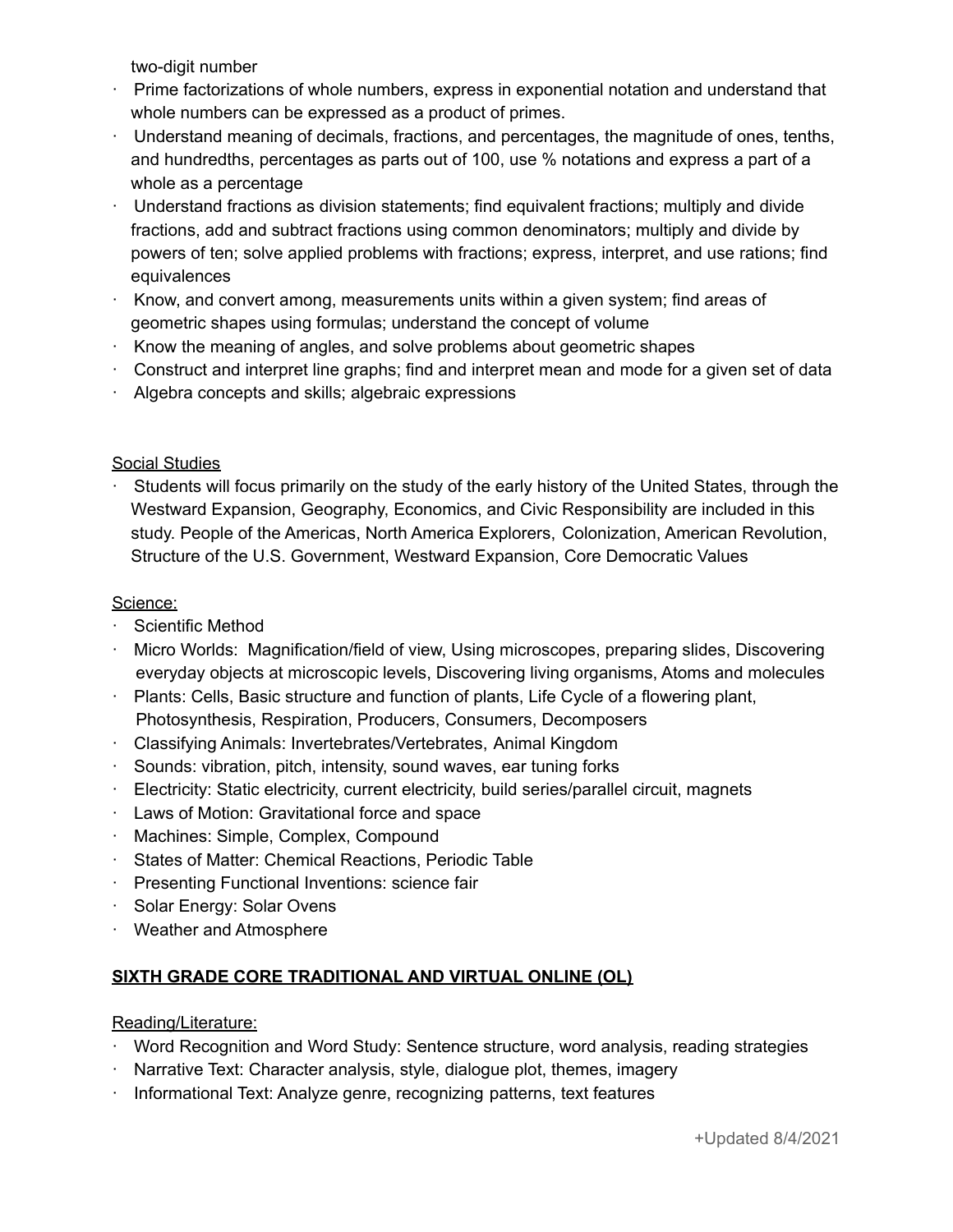two-digit number

- Prime factorizations of whole numbers, express in exponential notation and understand that whole numbers can be expressed as a product of primes.
- Understand meaning of decimals, fractions, and percentages, the magnitude of ones, tenths, and hundredths, percentages as parts out of 100, use % notations and express a part of a whole as a percentage
- Understand fractions as division statements; find equivalent fractions; multiply and divide fractions, add and subtract fractions using common denominators; multiply and divide by powers of ten; solve applied problems with fractions; express, interpret, and use rations; find equivalences
- Know, and convert among, measurements units within a given system; find areas of geometric shapes using formulas; understand the concept of volume
- Know the meaning of angles, and solve problems about geometric shapes
- Construct and interpret line graphs; find and interpret mean and mode for a given set of data
- Algebra concepts and skills; algebraic expressions

Social Studies

- Students will focus primarily on the study of the early history of the United States, through the Westward Expansion, Geography, Economics, and Civic Responsibility are included in this study. People of the Americas, North America Explorers, Colonization, American Revolution, Structure of the U.S. Government, Westward Expansion, Core Democratic Values

Science:

- Scientific Method
- Micro Worlds: Magnification/field of view, Using microscopes, preparing slides, Discovering everyday objects at microscopic levels, Discovering living organisms, Atoms and molecules
- Plants: Cells, Basic structure and function of plants, Life Cycle of a flowering plant, Photosynthesis, Respiration, Producers, Consumers, Decomposers
- Classifying Animals: Invertebrates/Vertebrates, Animal Kingdom
- Sounds: vibration, pitch, intensity, sound waves, ear tuning forks
- Electricity: Static electricity, current electricity, build series/parallel circuit, magnets
- Laws of Motion: Gravitational force and space
- Machines: Simple, Complex, Compound
- States of Matter: Chemical Reactions, Periodic Table
- Presenting Functional Inventions: science fair
- Solar Energy: Solar Ovens
- Weather and Atmosphere

## SIXTH GRADE CORE TRADITIONAL AND VIRTUAL ONLINE (OL)

Reading/Literature:

- Word Recognition and Word Study: Sentence structure, word analysis, reading strategies
- Narrative Text: Character analysis, style, dialogue plot, themes, imagery
- Informational Text: Analyze genre, recognizing patterns, text features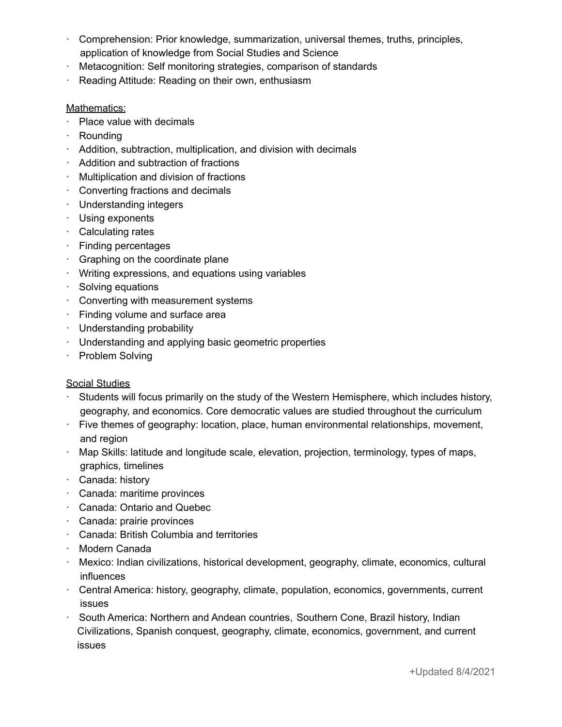- Comprehension: Prior knowledge, summarization, universal themes, truths, principles, application of knowledge from Social Studies and Science
- Metacognition: Self monitoring strategies, comparison of standards
- Reading Attitude: Reading on their own, enthusiasm

<u>Mathematics:</u>

- Place value with decimals
- Rounding
- Addition, subtraction, multiplication, and division with decimals
- Addition and subtraction of fractions
- Multiplication and division of fractions
- Converting fractions and decimals
- Understanding integers
- Using exponents
- Calculating rates
- Finding percentages
- Graphing on the coordinate plane
- Writing expressions, and equations using variables
- Solving equations
- Converting with measurement systems
- Finding volume and surface area
- Understanding probability
- Understanding and applying basic geometric properties
- Problem Solving

<u>Social Studies</u>

- Students will focus primarily on the study of the Western Hemisphere, which includes history, geography, and economics. Core democratic values are studied throughout the curriculum
- Five themes of geography: location, place, human environmental relationships, movement, and region
- Map Skills: latitude and longitude scale, elevation, projection, terminology, types of maps, graphics, timelines
- Canada: history
- Canada: maritime provinces
- Canada: Ontario and Quebec
- Canada: prairie provinces
- Canada: British Columbia and territories
- Modern Canada
- Mexico: Indian civilizations, historical development, geography, climate, economics, cultural influences
- Central America: history, geography, climate, population, economics, governments, current issues
- South America: Northern and Andean countries, Southern Cone, Brazil history, Indian Civilizations, Spanish conquest, geography, climate, economics, government, and current issues

+Updated 8/4/2021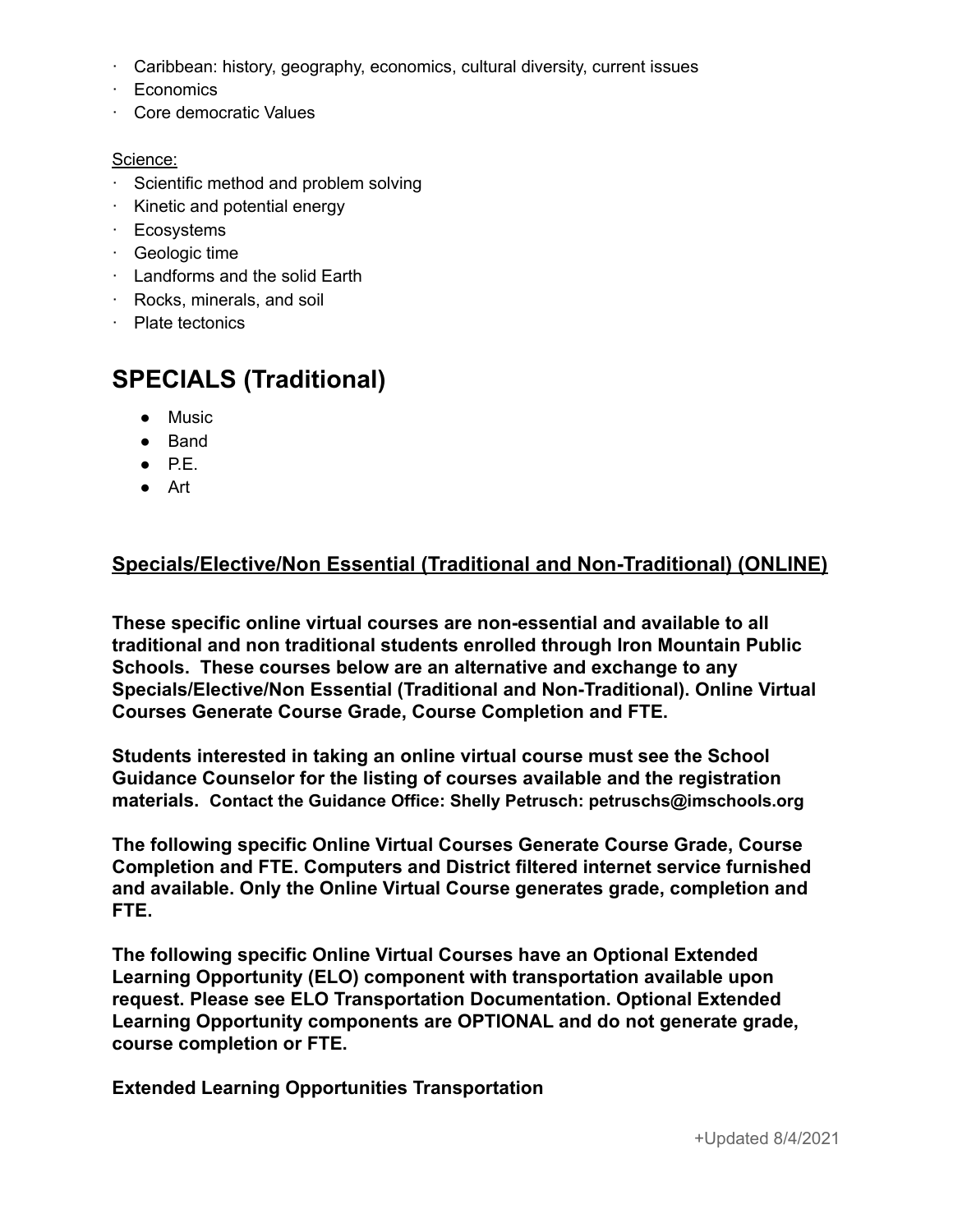- Caribbean: history, geography, economics, cultural diversity, current issues
- Economics
- Core democratic Values

Science:

- Scientific method and problem solving
- Kinetic and potential energy
- Ecosystems
- Geologic time
- Landforms and the solid Earth
- Rocks, minerals, and soil
- Plate tectonics

# SPECIALS (Traditional)

- Music
- Band
- P.E.
- Art

## Specials/Elective/Non Essential (Traditional and Non-Traditional) (ONLINE)

**These specific online virtual courses are non-essential and available to all traditional and non traditional students enrolled through Iron Mountain Public Schools. These courses below are an alternative and exchange to any Specials/Elective/Non Essential (Traditional and Non-Traditional). Online Virtual Courses Generate Course Grade, Course Completion and FTE.**

**Students interested in taking an online virtual course must see the School Guidance Counselor for the listing of courses available and the registration materials. Contact the Guidance Office: Shelly Petrusch: petruschs@imschools.org**

**The following specific Online Virtual Courses Generate Course Grade, Course Completion and FTE. Computers and District filtered internet service furnished and available. Only the Online Virtual Course generates grade, completion and FTE.**

**The following specific Online Virtual Courses have an Optional Extended Learning Opportunity (ELO) component with transportation available upon request. Please see ELO Transportation Documentation. Optional Extended Learning Opportunity components are OPTIONAL and do not generate grade, course completion or FTE.**

**Extended Learning Opportunities Transportation**

+Updated 8/4/2021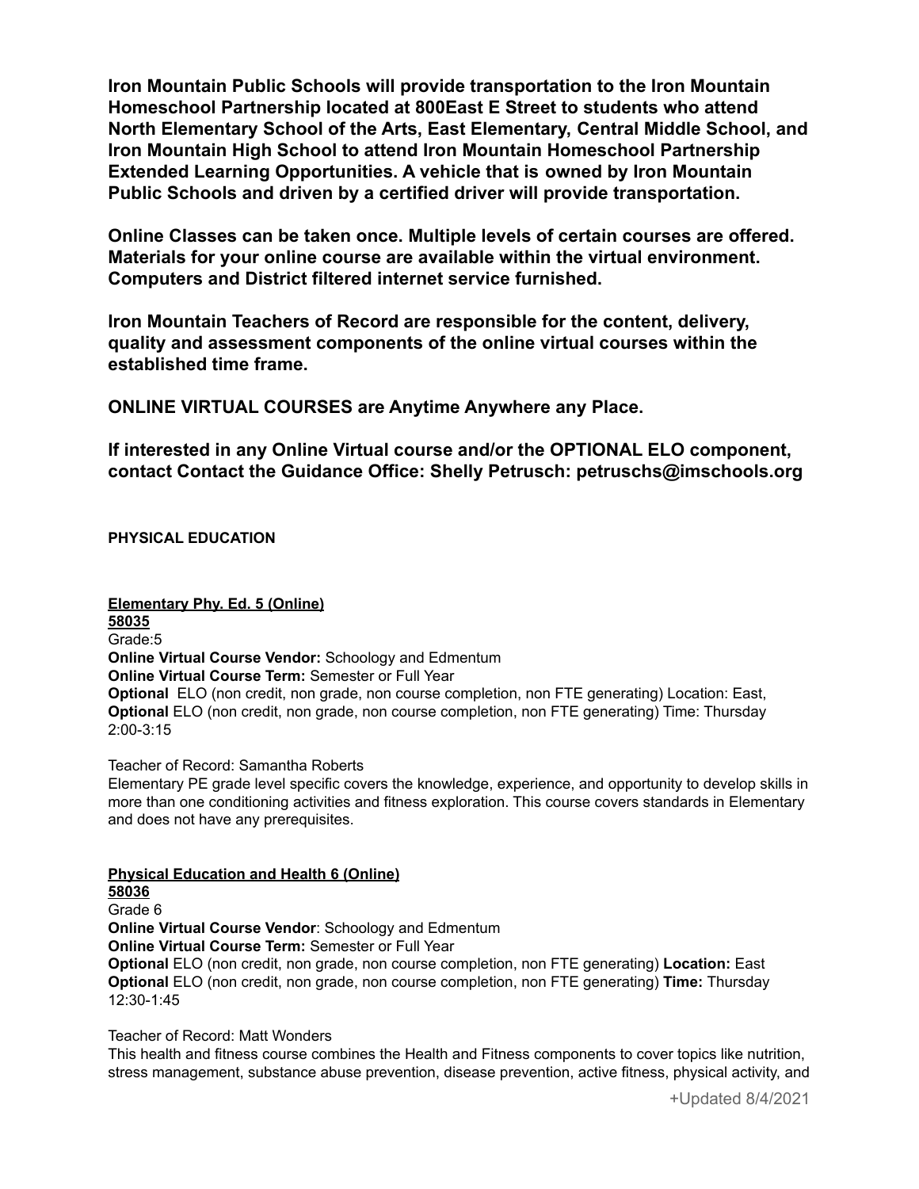**Iron Mountain Public Schools will provide transportation to the Iron Mountain Homeschool Partnership located at 800East E Street to students who attend North Elementary School of the Arts, East Elementary, Central Middle School, and Iron Mountain High School to attend Iron Mountain Homeschool Partnership Extended Learning Opportunities. A vehicle that is owned by Iron Mountain Public Schools and driven by a certified driver will provide transportation.**

**Online Classes can be taken once. Multiple levels of certain courses are offered. Materials for your online course are available within the virtual environment. Computers and District filtered internet service furnished.**

**Iron Mountain Teachers of Record are responsible for the content, delivery, quality and assessment components of the online virtual courses within the established time frame.**

**ONLINE VIRTUAL COURSES are Anytime Anywhere any Place.**

**If interested in any Online Virtual course and/or the OPTIONAL ELO component, contact Contact the Guidance Office: Shelly Petrusch: petruschs@imschools.org**

## PHYSICAL EDUCATION

**Elementary Phy. Ed. 5 (Online)**
**58035**
Grade:5
**Online Virtual Course Vendor:** Schoology and Edmentum
**Online Virtual Course Term:** Semester or Full Year
**Optional** ELO (non credit, non grade, non course completion, non FTE generating) Location: East,
**Optional** ELO (non credit, non grade, non course completion, non FTE generating) Time: Thursday 2:00-3:15

Teacher of Record: Samantha Roberts
Elementary PE grade level specific covers the knowledge, experience, and opportunity to develop skills in more than one conditioning activities and fitness exploration. This course covers standards in Elementary and does not have any prerequisites.

**Physical Education and Health 6 (Online)**
**58036**
Grade 6
**Online Virtual Course Vendor**: Schoology and Edmentum
**Online Virtual Course Term:** Semester or Full Year
**Optional** ELO (non credit, non grade, non course completion, non FTE generating) **Location:** East
**Optional** ELO (non credit, non grade, non course completion, non FTE generating) **Time:** Thursday 12:30-1:45

Teacher of Record: Matt Wonders
This health and fitness course combines the Health and Fitness components to cover topics like nutrition, stress management, substance abuse prevention, disease prevention, active fitness, physical activity, and

+Updated 8/4/2021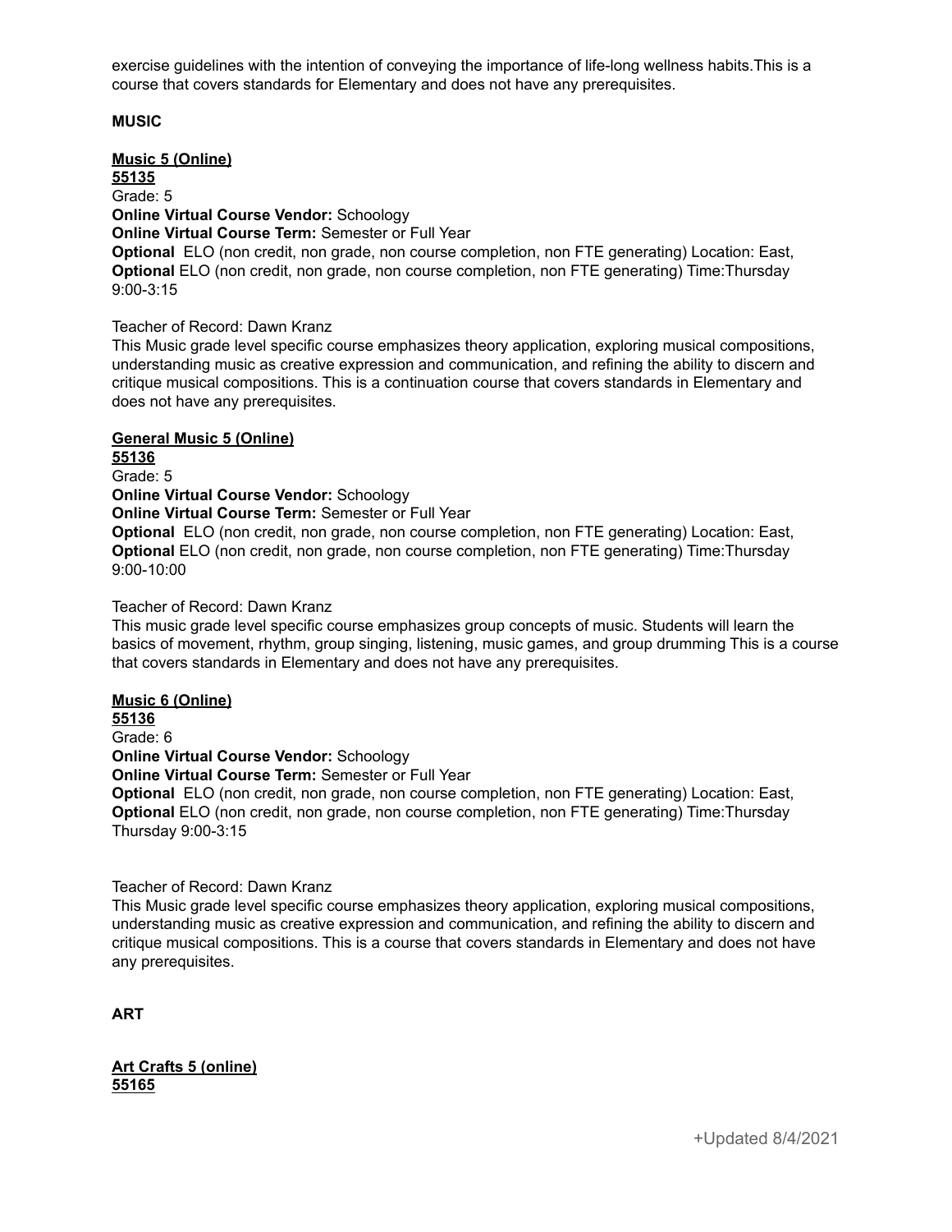exercise guidelines with the intention of conveying the importance of life-long wellness habits.This is a course that covers standards for Elementary and does not have any prerequisites.

**MUSIC**

**Music 5 (Online)**
**55135**
Grade: 5
**Online Virtual Course Vendor:** Schoology
**Online Virtual Course Term:** Semester or Full Year
**Optional** ELO (non credit, non grade, non course completion, non FTE generating) Location: East,
**Optional** ELO (non credit, non grade, non course completion, non FTE generating) Time:Thursday 9:00-3:15

Teacher of Record: Dawn Kranz
This Music grade level specific course emphasizes theory application, exploring musical compositions, understanding music as creative expression and communication, and refining the ability to discern and critique musical compositions. This is a continuation course that covers standards in Elementary and does not have any prerequisites.

**General Music 5 (Online)**
**55136**
Grade: 5
**Online Virtual Course Vendor:** Schoology
**Online Virtual Course Term:** Semester or Full Year
**Optional** ELO (non credit, non grade, non course completion, non FTE generating) Location: East,
**Optional** ELO (non credit, non grade, non course completion, non FTE generating) Time:Thursday 9:00-10:00

Teacher of Record: Dawn Kranz
This music grade level specific course emphasizes group concepts of music. Students will learn the basics of movement, rhythm, group singing, listening, music games, and group drumming This is a course that covers standards in Elementary and does not have any prerequisites.

**Music 6 (Online)**
**55136**
Grade: 6
**Online Virtual Course Vendor:** Schoology
**Online Virtual Course Term:** Semester or Full Year
**Optional** ELO (non credit, non grade, non course completion, non FTE generating) Location: East,
**Optional** ELO (non credit, non grade, non course completion, non FTE generating) Time:Thursday Thursday 9:00-3:15

Teacher of Record: Dawn Kranz
This Music grade level specific course emphasizes theory application, exploring musical compositions, understanding music as creative expression and communication, and refining the ability to discern and critique musical compositions. This is a course that covers standards in Elementary and does not have any prerequisites.

**ART**

**Art Crafts 5 (online)**
**55165**

+Updated 8/4/2021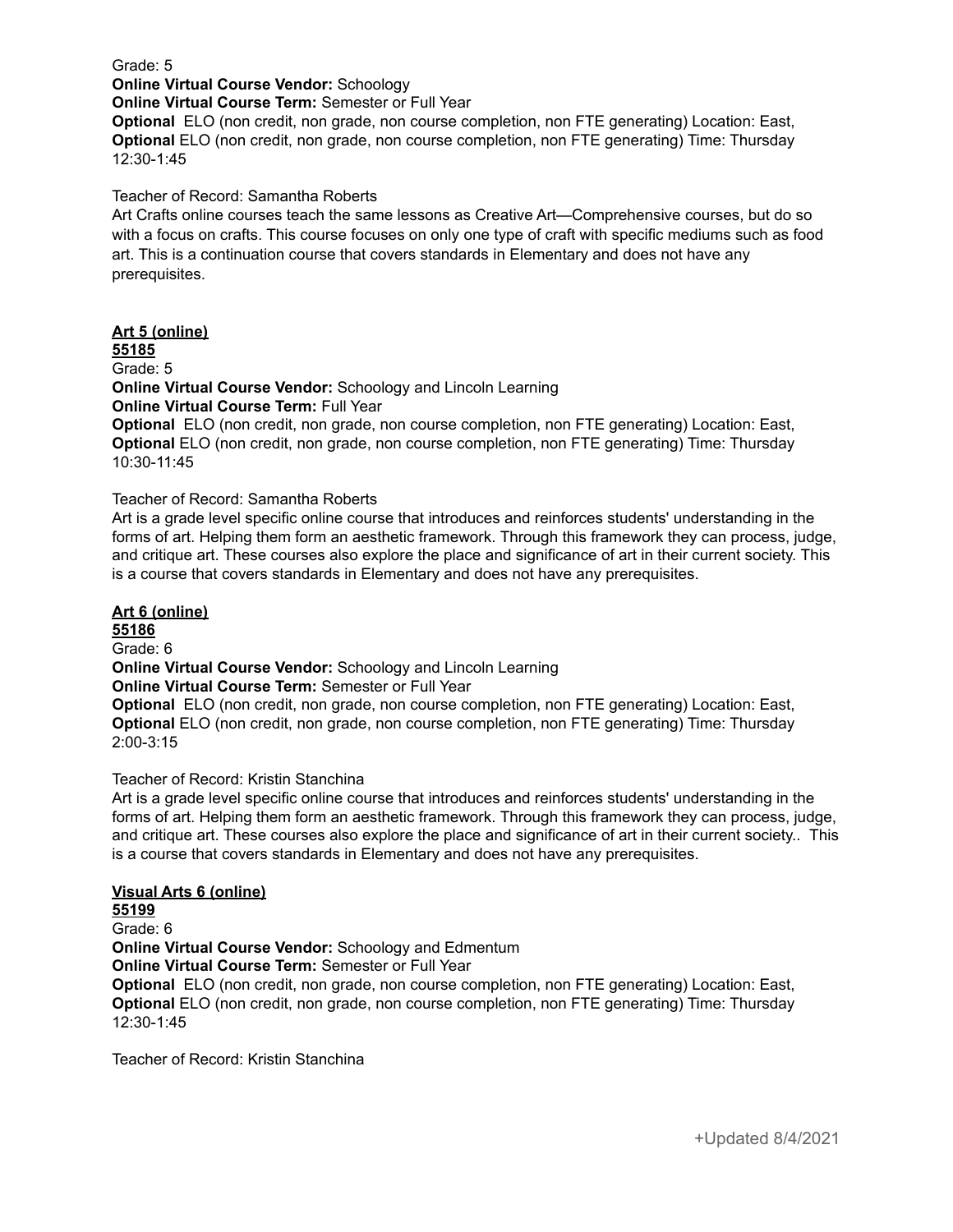Grade: 5
**Online Virtual Course Vendor:** Schoology
**Online Virtual Course Term:** Semester or Full Year
**Optional** ELO (non credit, non grade, non course completion, non FTE generating) Location: East,
**Optional** ELO (non credit, non grade, non course completion, non FTE generating) Time: Thursday 12:30-1:45

Teacher of Record: Samantha Roberts
Art Crafts online courses teach the same lessons as Creative Art—Comprehensive courses, but do so with a focus on crafts. This course focuses on only one type of craft with specific mediums such as food art. This is a continuation course that covers standards in Elementary and does not have any prerequisites.

**Art 5 (online)**
**55185**
Grade: 5
**Online Virtual Course Vendor:** Schoology and Lincoln Learning
**Online Virtual Course Term:** Full Year
**Optional** ELO (non credit, non grade, non course completion, non FTE generating) Location: East,
**Optional** ELO (non credit, non grade, non course completion, non FTE generating) Time: Thursday 10:30-11:45

Teacher of Record: Samantha Roberts
Art is a grade level specific online course that introduces and reinforces students' understanding in the forms of art. Helping them form an aesthetic framework. Through this framework they can process, judge, and critique art. These courses also explore the place and significance of art in their current society. This is a course that covers standards in Elementary and does not have any prerequisites.

**Art 6 (online)**
**55186**
Grade: 6
**Online Virtual Course Vendor:** Schoology and Lincoln Learning
**Online Virtual Course Term:** Semester or Full Year
**Optional** ELO (non credit, non grade, non course completion, non FTE generating) Location: East,
**Optional** ELO (non credit, non grade, non course completion, non FTE generating) Time: Thursday 2:00-3:15

Teacher of Record: Kristin Stanchina
Art is a grade level specific online course that introduces and reinforces students' understanding in the forms of art. Helping them form an aesthetic framework. Through this framework they can process, judge, and critique art. These courses also explore the place and significance of art in their current society.. This is a course that covers standards in Elementary and does not have any prerequisites.

**Visual Arts 6 (online)**
**55199**
Grade: 6
**Online Virtual Course Vendor:** Schoology and Edmentum
**Online Virtual Course Term:** Semester or Full Year
**Optional** ELO (non credit, non grade, non course completion, non FTE generating) Location: East,
**Optional** ELO (non credit, non grade, non course completion, non FTE generating) Time: Thursday 12:30-1:45

Teacher of Record: Kristin Stanchina

+Updated 8/4/2021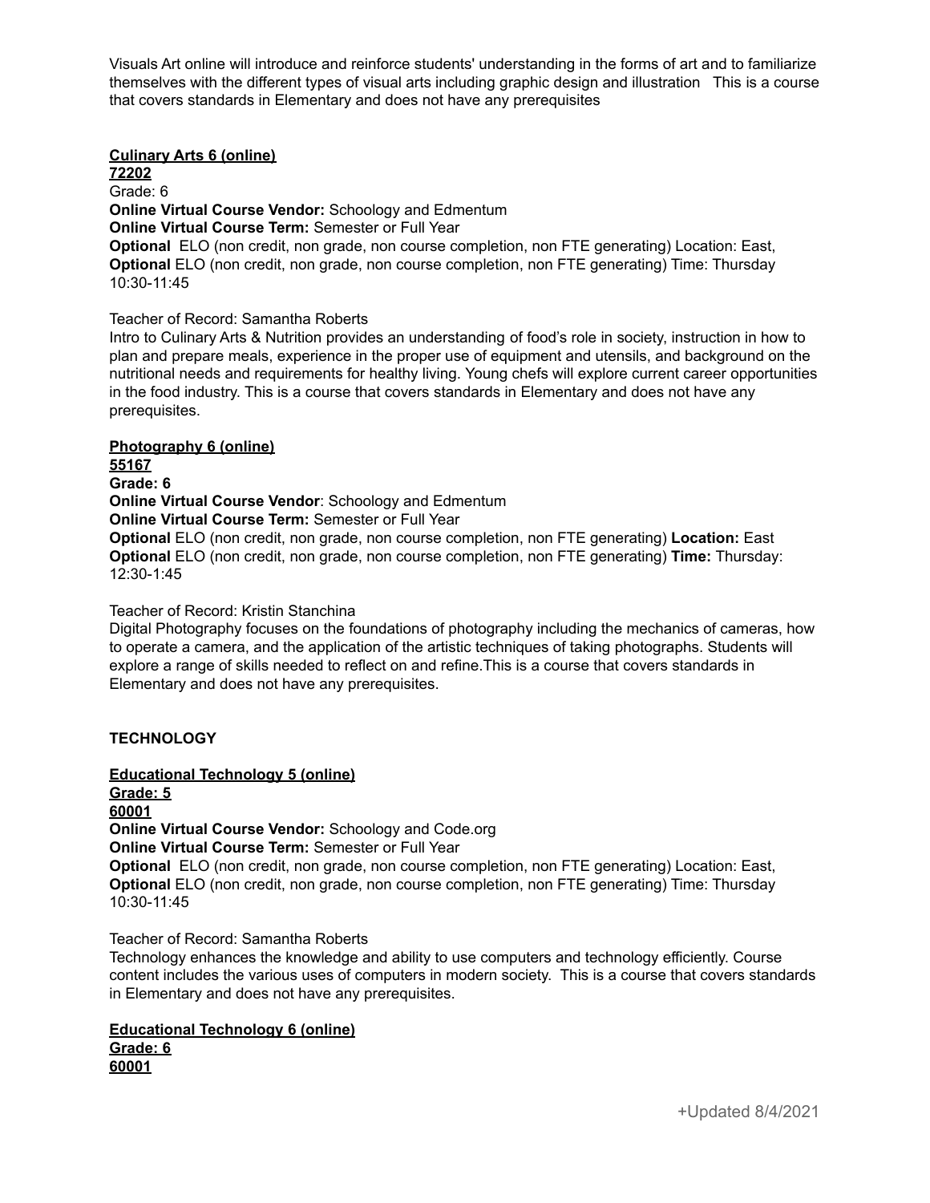Visuals Art online will introduce and reinforce students' understanding in the forms of art and to familiarize themselves with the different types of visual arts including graphic design and illustration   This is a course that covers standards in Elementary and does not have any prerequisites

**Culinary Arts 6 (online)**
**72202**
Grade: 6
**Online Virtual Course Vendor:** Schoology and Edmentum
**Online Virtual Course Term:** Semester or Full Year
**Optional** ELO (non credit, non grade, non course completion, non FTE generating) Location: East,
**Optional** ELO (non credit, non grade, non course completion, non FTE generating) Time: Thursday 10:30-11:45

Teacher of Record: Samantha Roberts
Intro to Culinary Arts & Nutrition provides an understanding of food's role in society, instruction in how to plan and prepare meals, experience in the proper use of equipment and utensils, and background on the nutritional needs and requirements for healthy living. Young chefs will explore current career opportunities in the food industry. This is a course that covers standards in Elementary and does not have any prerequisites.

**Photography 6 (online)**
**55167**
**Grade: 6**
**Online Virtual Course Vendor**: Schoology and Edmentum
**Online Virtual Course Term:** Semester or Full Year
**Optional** ELO (non credit, non grade, non course completion, non FTE generating) **Location:** East
**Optional** ELO (non credit, non grade, non course completion, non FTE generating) **Time:** Thursday: 12:30-1:45

Teacher of Record: Kristin Stanchina
Digital Photography focuses on the foundations of photography including the mechanics of cameras, how to operate a camera, and the application of the artistic techniques of taking photographs. Students will explore a range of skills needed to reflect on and refine.This is a course that covers standards in Elementary and does not have any prerequisites.

**TECHNOLOGY**

**Educational Technology 5 (online)**
**Grade: 5**
**60001**
**Online Virtual Course Vendor:** Schoology and Code.org
**Online Virtual Course Term:** Semester or Full Year
**Optional** ELO (non credit, non grade, non course completion, non FTE generating) Location: East,
**Optional** ELO (non credit, non grade, non course completion, non FTE generating) Time: Thursday 10:30-11:45

Teacher of Record: Samantha Roberts
Technology enhances the knowledge and ability to use computers and technology efficiently. Course content includes the various uses of computers in modern society.  This is a course that covers standards in Elementary and does not have any prerequisites.

**Educational Technology 6 (online)**
**Grade: 6**
**60001**

+Updated 8/4/2021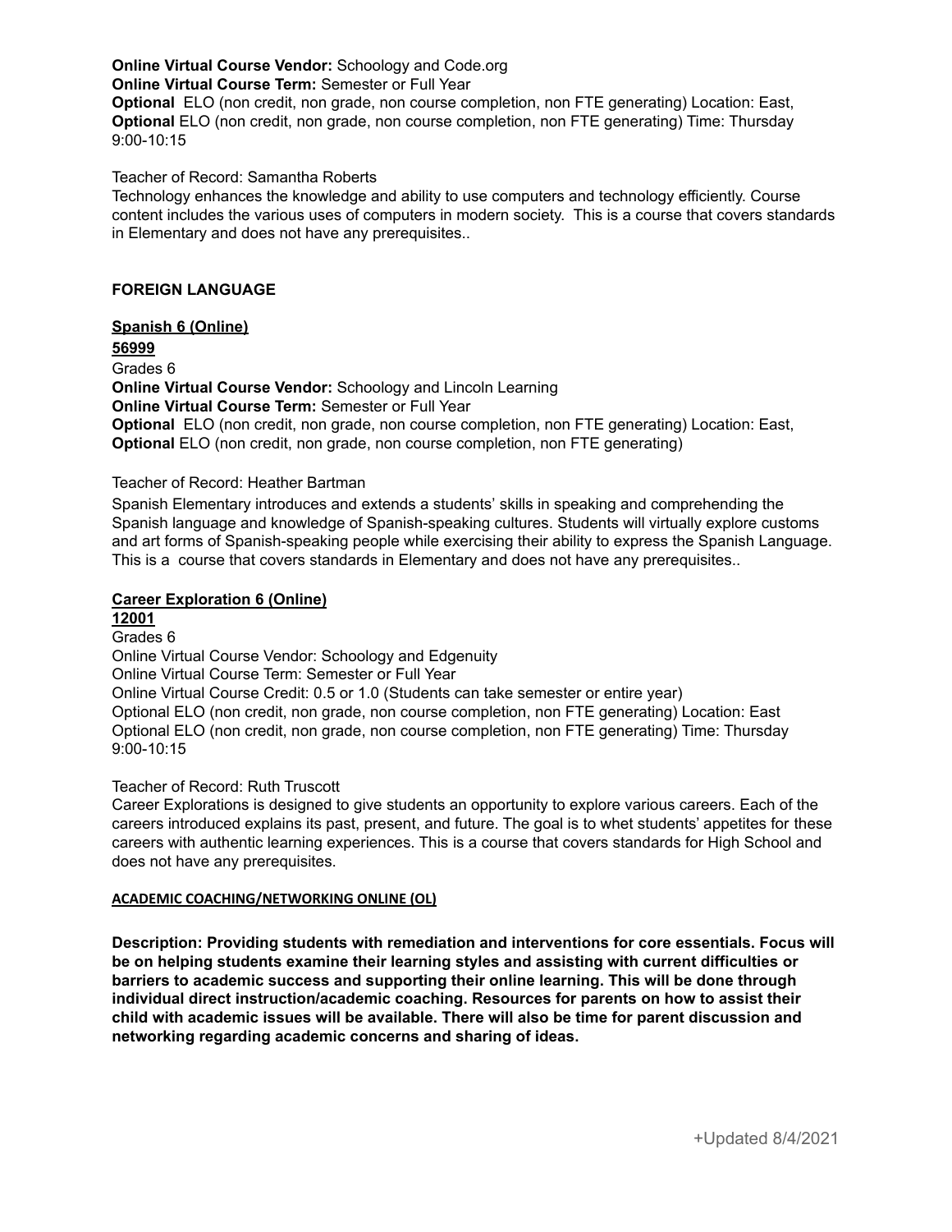**Online Virtual Course Vendor:** Schoology and Code.org
**Online Virtual Course Term:** Semester or Full Year
**Optional** ELO (non credit, non grade, non course completion, non FTE generating) Location: East,
**Optional** ELO (non credit, non grade, non course completion, non FTE generating) Time: Thursday 9:00-10:15

Teacher of Record: Samantha Roberts
Technology enhances the knowledge and ability to use computers and technology efficiently. Course content includes the various uses of computers in modern society. This is a course that covers standards in Elementary and does not have any prerequisites..

## FOREIGN LANGUAGE

**Spanish 6 (Online)**
**56999**
Grades 6
**Online Virtual Course Vendor:** Schoology and Lincoln Learning
**Online Virtual Course Term:** Semester or Full Year
**Optional** ELO (non credit, non grade, non course completion, non FTE generating) Location: East,
**Optional** ELO (non credit, non grade, non course completion, non FTE generating)

Teacher of Record: Heather Bartman
Spanish Elementary introduces and extends a students' skills in speaking and comprehending the Spanish language and knowledge of Spanish-speaking cultures. Students will virtually explore customs and art forms of Spanish-speaking people while exercising their ability to express the Spanish Language. This is a course that covers standards in Elementary and does not have any prerequisites..

**Career Exploration 6 (Online)**
**12001**
Grades 6
Online Virtual Course Vendor: Schoology and Edgenuity
Online Virtual Course Term: Semester or Full Year
Online Virtual Course Credit: 0.5 or 1.0 (Students can take semester or entire year)
Optional ELO (non credit, non grade, non course completion, non FTE generating) Location: East
Optional ELO (non credit, non grade, non course completion, non FTE generating) Time: Thursday 9:00-10:15

Teacher of Record: Ruth Truscott
Career Explorations is designed to give students an opportunity to explore various careers. Each of the careers introduced explains its past, present, and future. The goal is to whet students' appetites for these careers with authentic learning experiences. This is a course that covers standards for High School and does not have any prerequisites.

**ACADEMIC COACHING/NETWORKING ONLINE (OL)**

**Description: Providing students with remediation and interventions for core essentials. Focus will be on helping students examine their learning styles and assisting with current difficulties or barriers to academic success and supporting their online learning. This will be done through individual direct instruction/academic coaching. Resources for parents on how to assist their child with academic issues will be available. There will also be time for parent discussion and networking regarding academic concerns and sharing of ideas.**

+Updated 8/4/2021